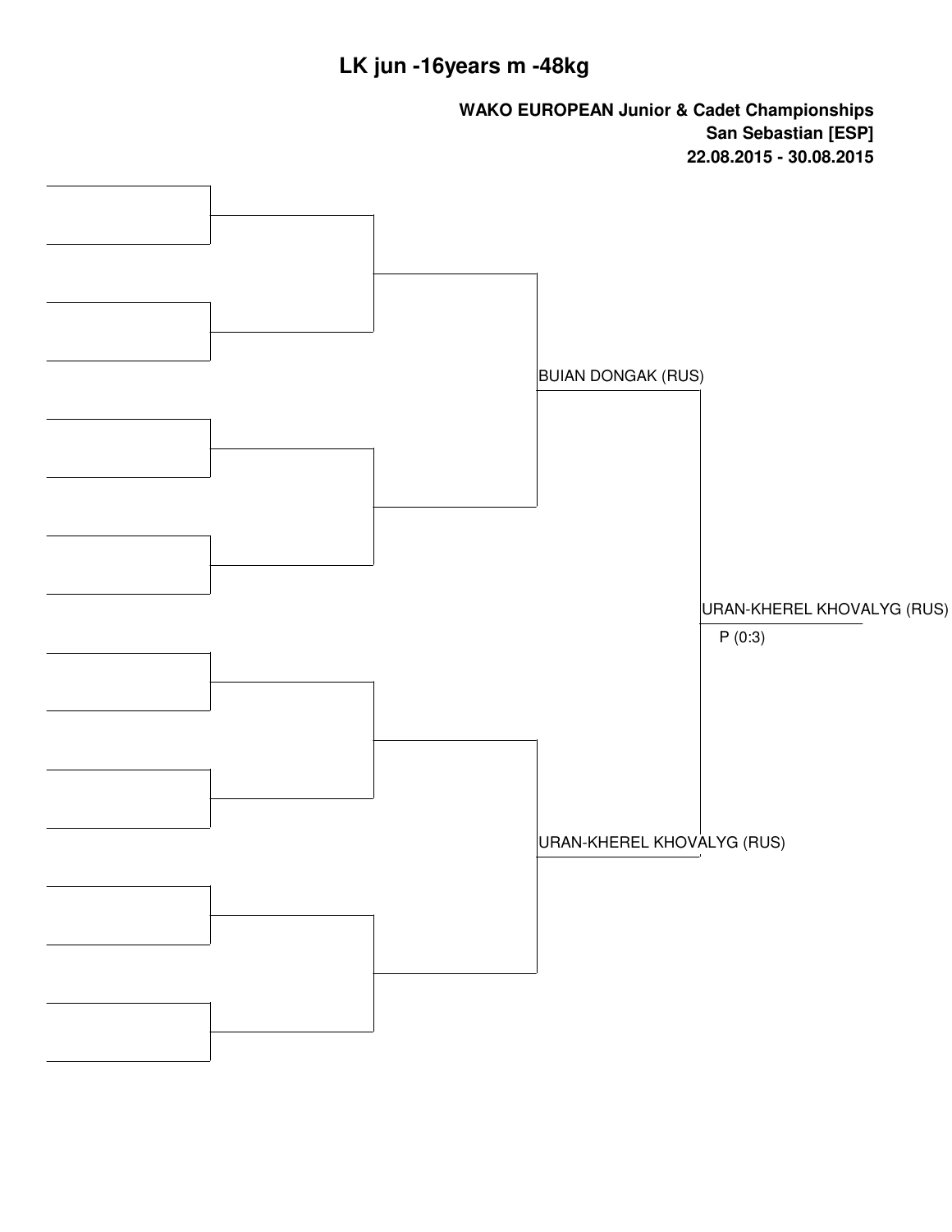# LK jun -16years m -48kg

**WAKO EUROPEAN Junior & Cadet Championships**
**San Sebastian [ESP]**
**22.08.2015 - 30.08.2015**

BUIAN DONGAK (RUS)

URAN-KHEREL KHOVALYG (RUS)
P (0:3)

URAN-KHEREL KHOVALYG (RUS)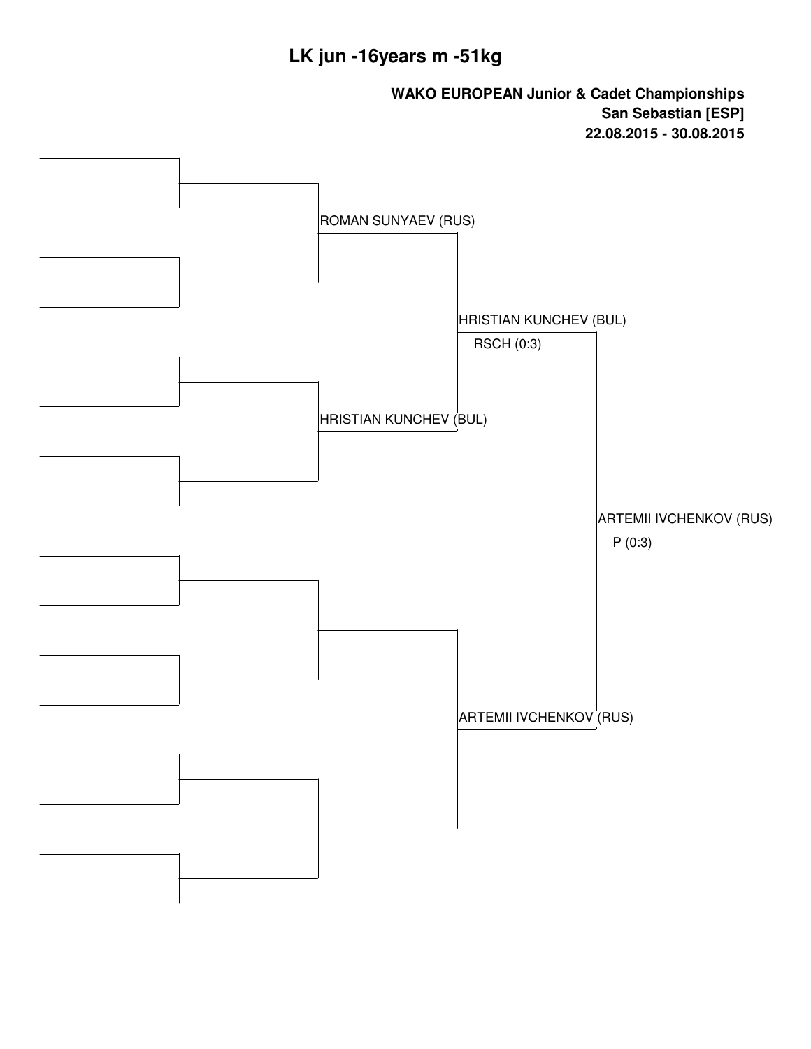# LK jun -16years m -51kg

**WAKO EUROPEAN Junior & Cadet Championships**
**San Sebastian [ESP]**
**22.08.2015 - 30.08.2015**

ROMAN SUNYAEV (RUS)

HRISTIAN KUNCHEV (BUL)

HRISTIAN KUNCHEV (BUL)
RSCH (0:3)

ARTEMII IVCHENKOV (RUS)

ARTEMII IVCHENKOV (RUS)
P (0:3)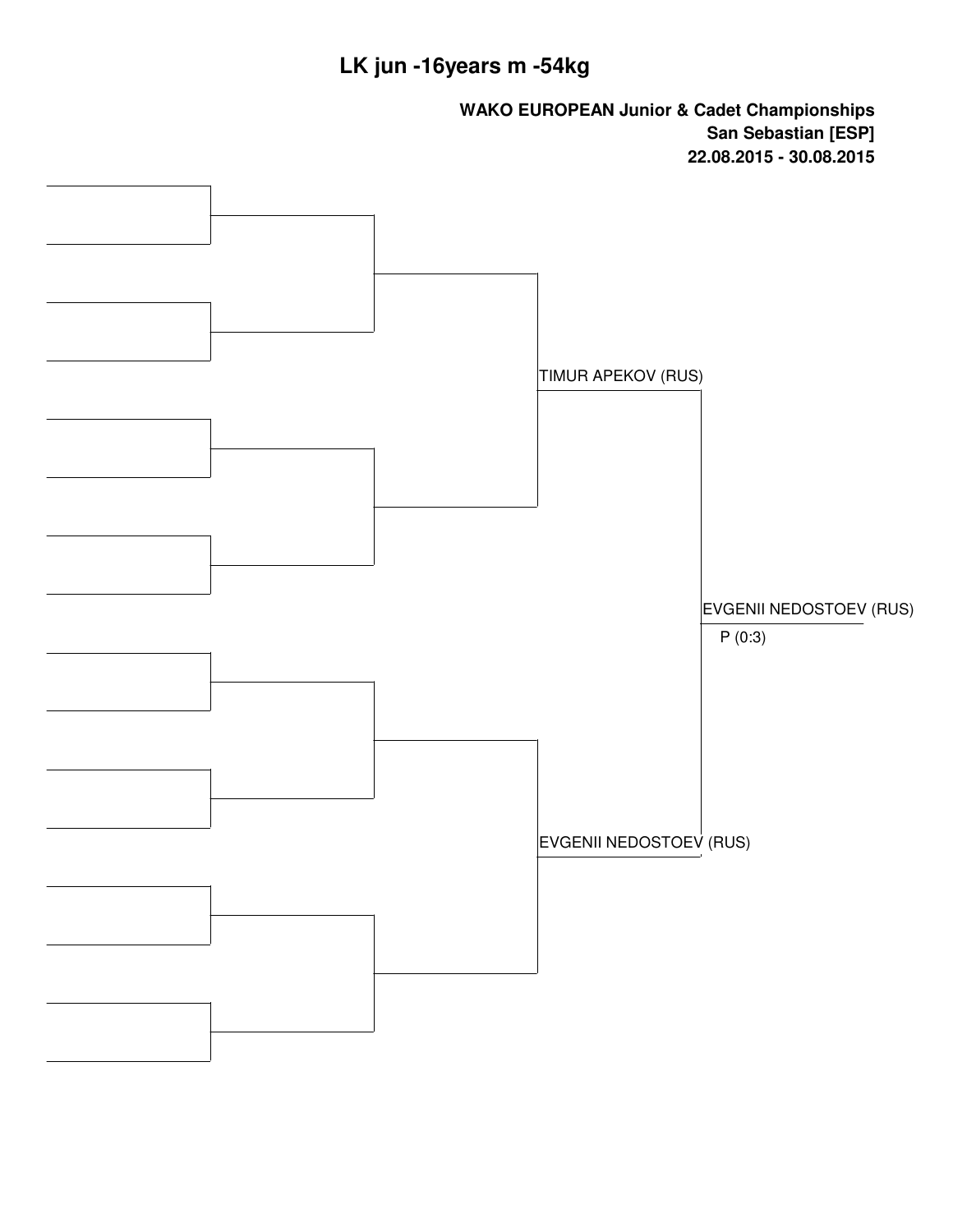# LK jun -16years m -54kg

**WAKO EUROPEAN Junior & Cadet Championships**
**San Sebastian [ESP]**
**22.08.2015 - 30.08.2015**

TIMUR APEKOV (RUS)

EVGENII NEDOSTOEV (RUS)

EVGENII NEDOSTOEV (RUS)

P (0:3)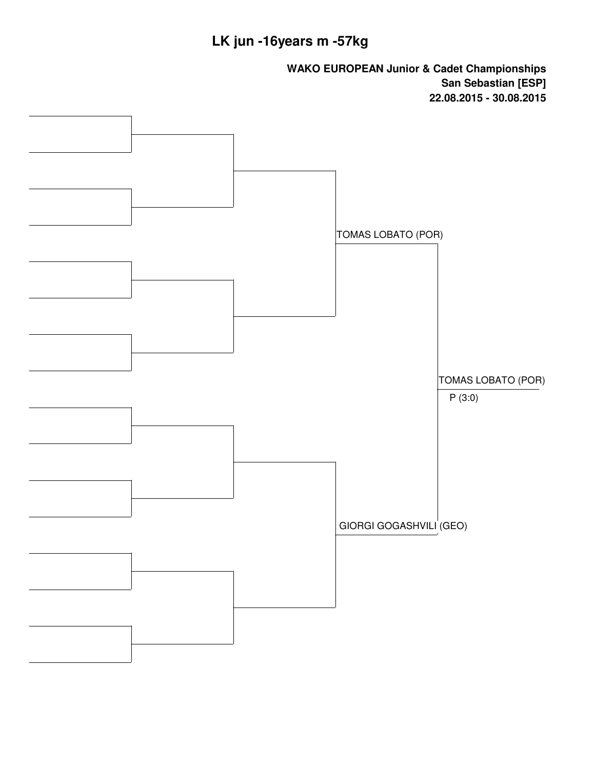# LK jun -16years m -57kg

**WAKO EUROPEAN Junior & Cadet Championships**
**San Sebastian [ESP]**
**22.08.2015 - 30.08.2015**

TOMAS LOBATO (POR)

GIORGI GOGASHVILI (GEO)

TOMAS LOBATO (POR)
P (3:0)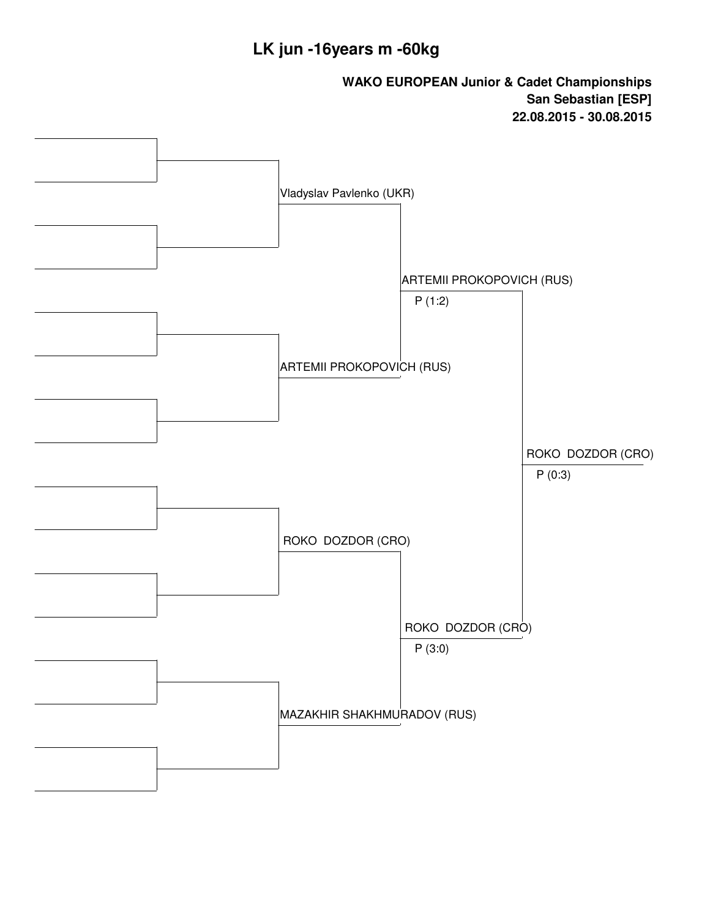# LK jun -16years m -60kg

**WAKO EUROPEAN Junior & Cadet Championships**
**San Sebastian [ESP]**
**22.08.2015 - 30.08.2015**

Vladyslav Pavlenko (UKR)

ARTEMII PROKOPOVICH (RUS)
P (1:2)

ARTEMII PROKOPOVICH (RUS)

ROKO DOZDOR (CRO)
P (0:3)

ROKO DOZDOR (CRO)

ROKO DOZDOR (CRO)
P (3:0)

MAZAKHIR SHAKHMURADOV (RUS)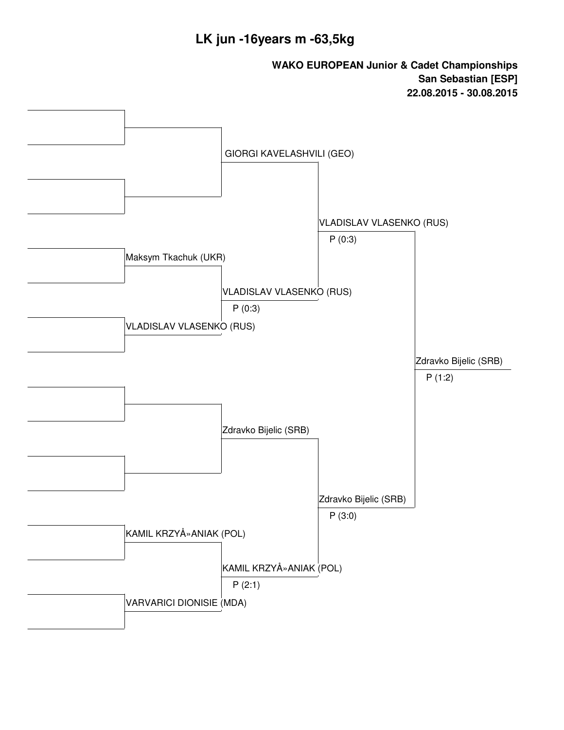# LK jun -16years m -63,5kg

**WAKO EUROPEAN Junior & Cadet Championships**
**San Sebastian [ESP]**
**22.08.2015 - 30.08.2015**

GIORGI KAVELASHVILI (GEO)

Maksym Tkachuk (UKR)

VLADISLAV VLASENKO (RUS)
P (0:3)

VLADISLAV VLASENKO (RUS)

VLADISLAV VLASENKO (RUS)
P (0:3)

Zdravko Bijelic (SRB)
P (1:2)

Zdravko Bijelic (SRB)

Zdravko Bijelic (SRB)
P (3:0)

KAMIL KRZYÅ»ANIAK (POL)

KAMIL KRZYÅ»ANIAK (POL)
P (2:1)

VARVARICI DIONISIE (MDA)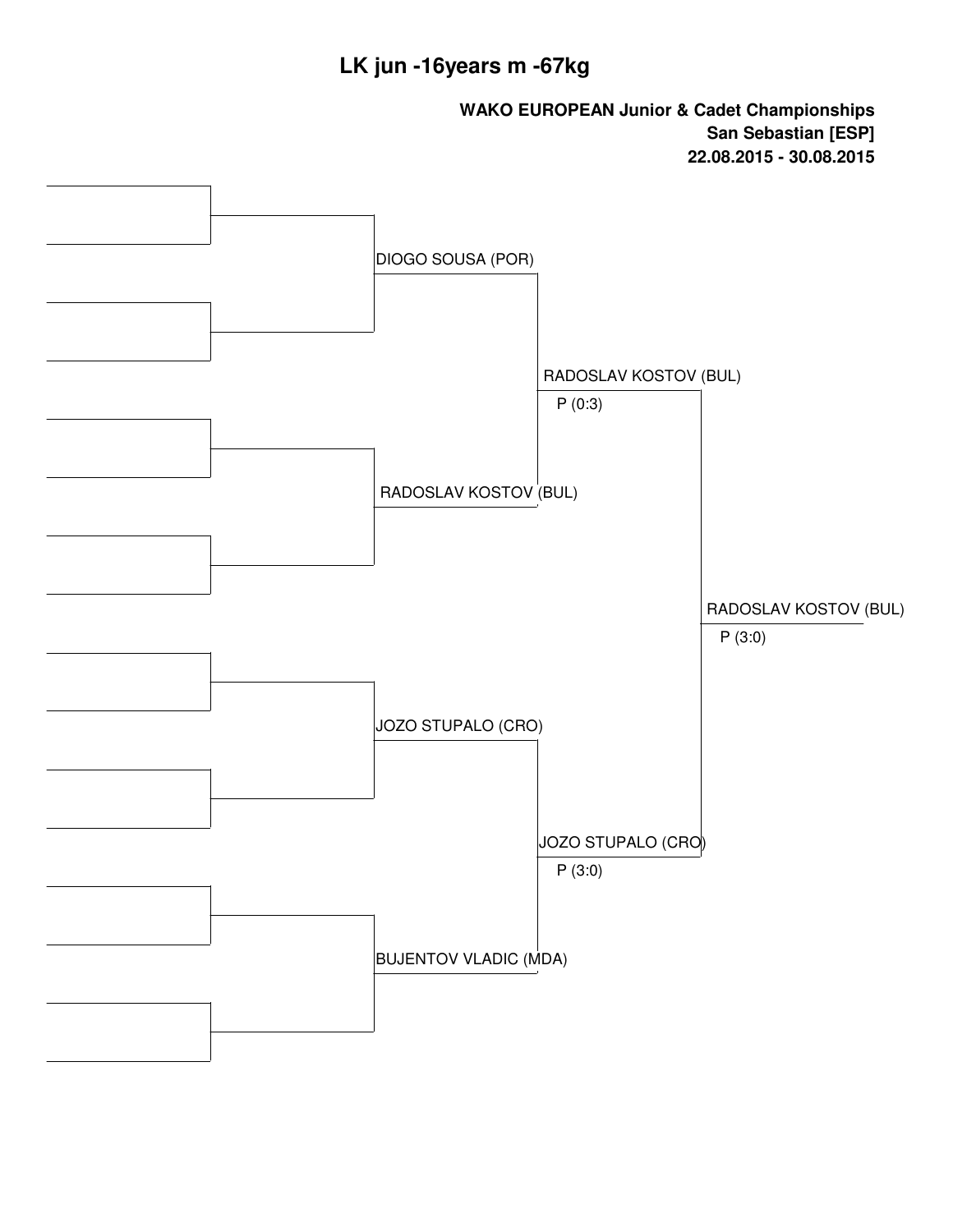# LK jun -16years m -67kg

**WAKO EUROPEAN Junior & Cadet Championships**
**San Sebastian [ESP]**
**22.08.2015 - 30.08.2015**

| Quarterfinals | Semifinals | Final |
| --- | --- | --- |
| DIOGO SOUSA (POR) | RADOSLAV KOSTOV (BUL) P (0:3) | RADOSLAV KOSTOV (BUL) P (3:0) |
| RADOSLAV KOSTOV (BUL) | | |
| JOZO STUPALO (CRO) | JOZO STUPALO (CRO) P (3:0) | |
| BUJENTOV VLADIC (MDA) | | |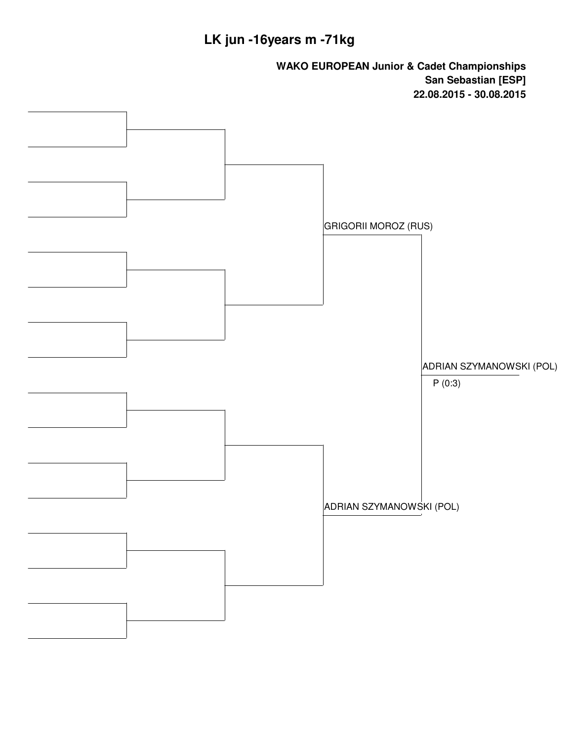# LK jun -16years m -71kg

**WAKO EUROPEAN Junior & Cadet Championships**
**San Sebastian [ESP]**
**22.08.2015 - 30.08.2015**

GRIGORII MOROZ (RUS)

ADRIAN SZYMANOWSKI (POL)

ADRIAN SZYMANOWSKI (POL)
P (0:3)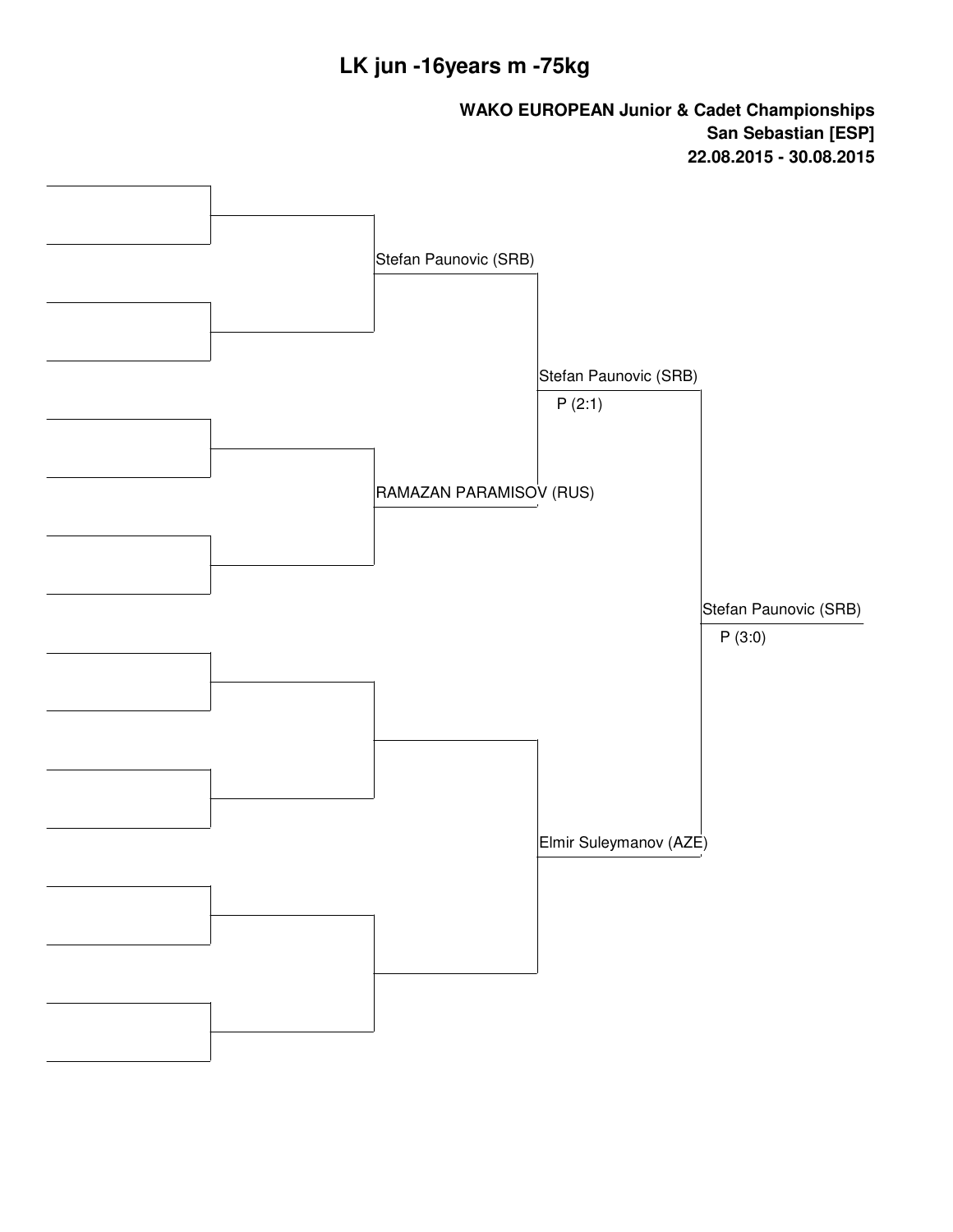# LK jun -16years m -75kg

**WAKO EUROPEAN Junior & Cadet Championships**
**San Sebastian [ESP]**
**22.08.2015 - 30.08.2015**

Stefan Paunovic (SRB)

RAMAZAN PARAMISOV (RUS)

Stefan Paunovic (SRB)
P (2:1)

Elmir Suleymanov (AZE)

Stefan Paunovic (SRB)
P (3:0)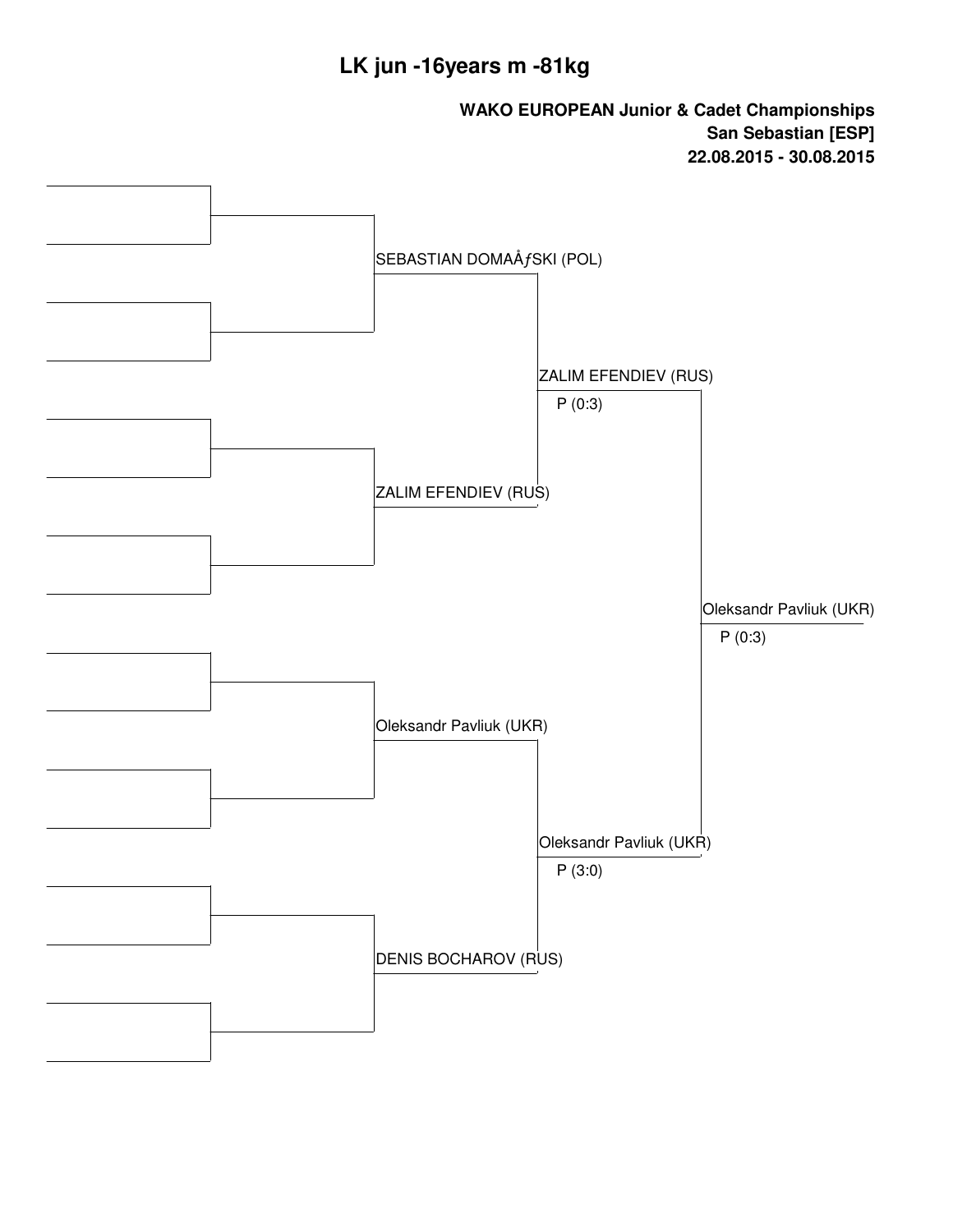# LK jun -16years m -81kg

**WAKO EUROPEAN Junior & Cadet Championships**
**San Sebastian [ESP]**
**22.08.2015 - 30.08.2015**

| Quarterfinal | Semifinal | Final |
|---|---|---|
| SEBASTIAN DOMAÅƒSKI (POL) | | |
| | ZALIM EFENDIEV (RUS) P (0:3) | |
| ZALIM EFENDIEV (RUS) | | |
| | | Oleksandr Pavliuk (UKR) P (0:3) |
| Oleksandr Pavliuk (UKR) | | |
| | Oleksandr Pavliuk (UKR) P (3:0) | |
| DENIS BOCHAROV (RUS) | | |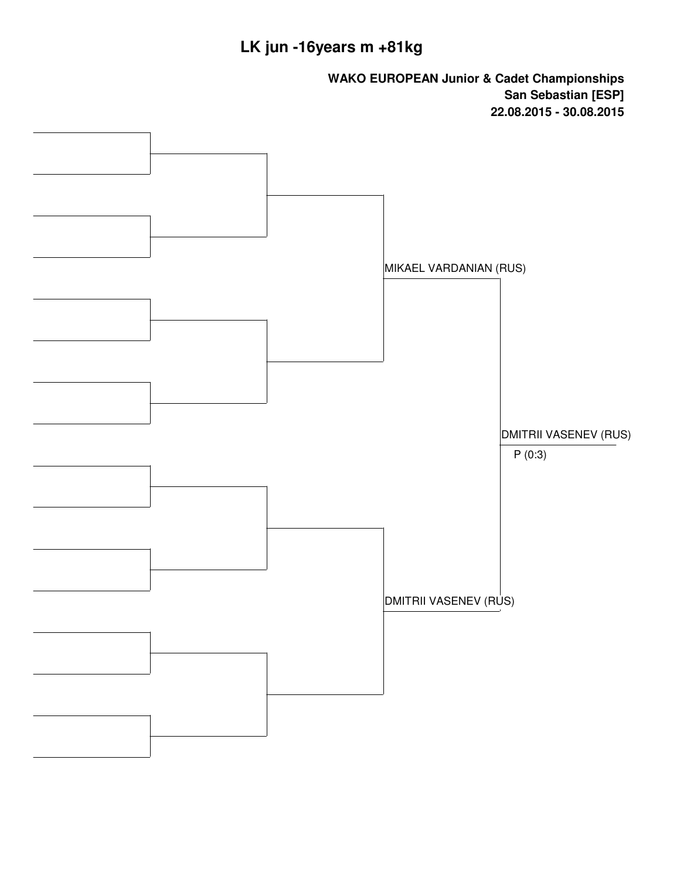# LK jun -16years m +81kg

**WAKO EUROPEAN Junior & Cadet Championships**
**San Sebastian [ESP]**
**22.08.2015 - 30.08.2015**

MIKAEL VARDANIAN (RUS)

DMITRII VASENEV (RUS)

DMITRII VASENEV (RUS)
P (0:3)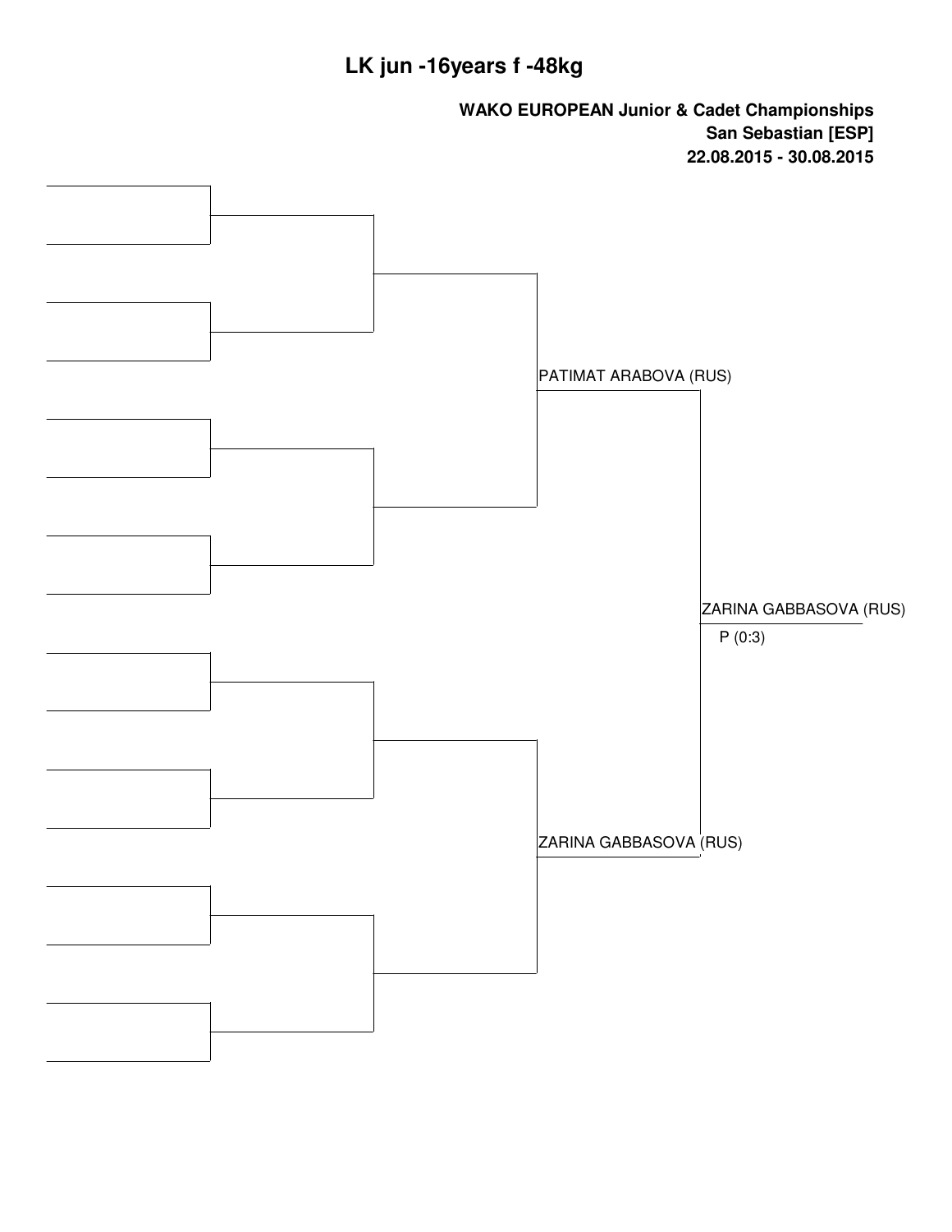# LK jun -16years f -48kg

**WAKO EUROPEAN Junior & Cadet Championships**
**San Sebastian [ESP]**
**22.08.2015 - 30.08.2015**

PATIMAT ARABOVA (RUS)

ZARINA GABBASOVA (RUS)

ZARINA GABBASOVA (RUS)
P (0:3)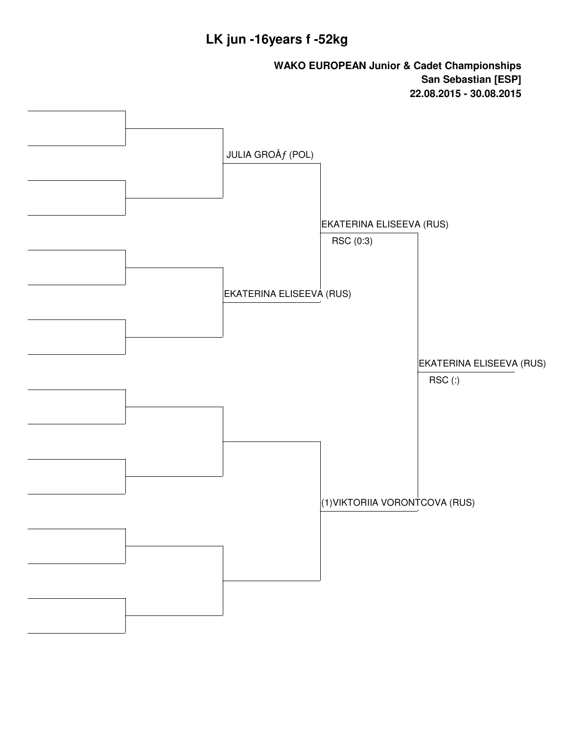# LK jun -16years f -52kg

**WAKO EUROPEAN Junior & Cadet Championships**
**San Sebastian [ESP]**
**22.08.2015 - 30.08.2015**

JULIA GROÅƒ (POL)

EKATERINA ELISEEVA (RUS)

EKATERINA ELISEEVA (RUS)
RSC (0:3)

(1)VIKTORIIA VORONTCOVA (RUS)

EKATERINA ELISEEVA (RUS)
RSC (:)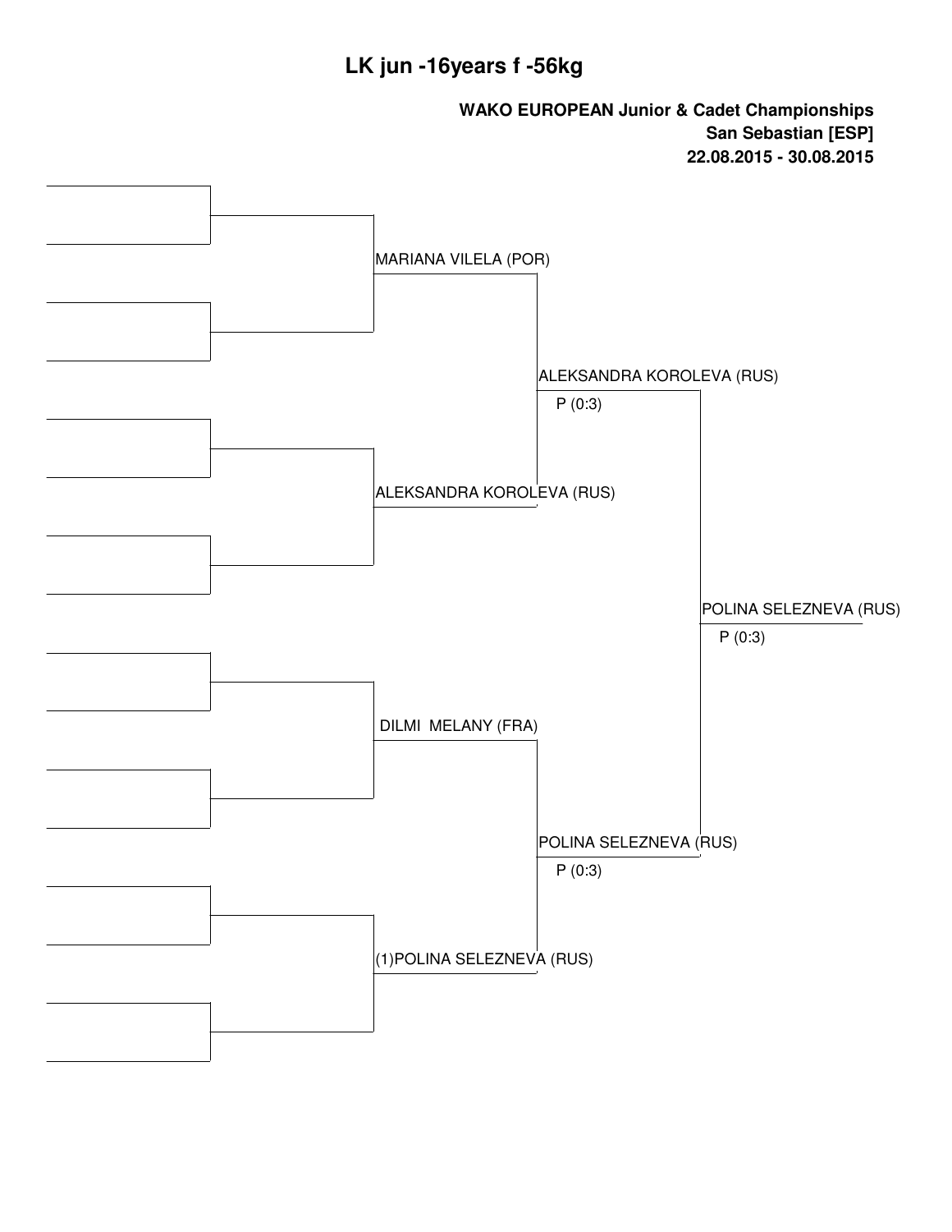# LK jun -16years f -56kg

**WAKO EUROPEAN Junior & Cadet Championships**
**San Sebastian [ESP]**
**22.08.2015 - 30.08.2015**

MARIANA VILELA (POR)

ALEKSANDRA KOROLEVA (RUS)

ALEKSANDRA KOROLEVA (RUS)
P (0:3)

DILMI MELANY (FRA)

(1)POLINA SELEZNEVA (RUS)

POLINA SELEZNEVA (RUS)
P (0:3)

POLINA SELEZNEVA (RUS)
P (0:3)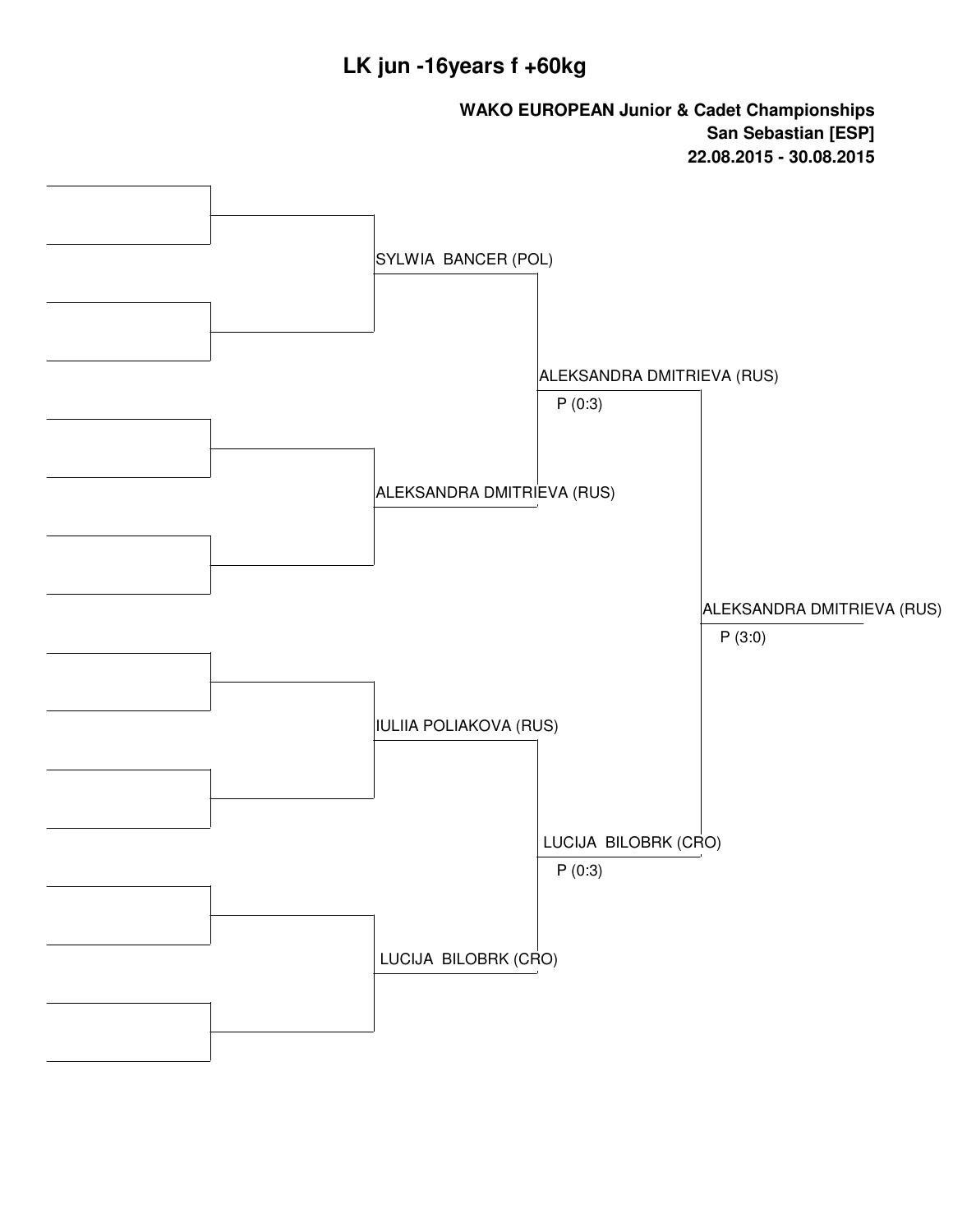# LK jun -16years f +60kg

**WAKO EUROPEAN Junior & Cadet Championships**
**San Sebastian [ESP]**
**22.08.2015 - 30.08.2015**

SYLWIA BANCER (POL)

ALEKSANDRA DMITRIEVA (RUS)

ALEKSANDRA DMITRIEVA (RUS)
P (0:3)

IULIIA POLIAKOVA (RUS)

LUCIJA BILOBRK (CRO)

LUCIJA BILOBRK (CRO)
P (0:3)

ALEKSANDRA DMITRIEVA (RUS)
P (3:0)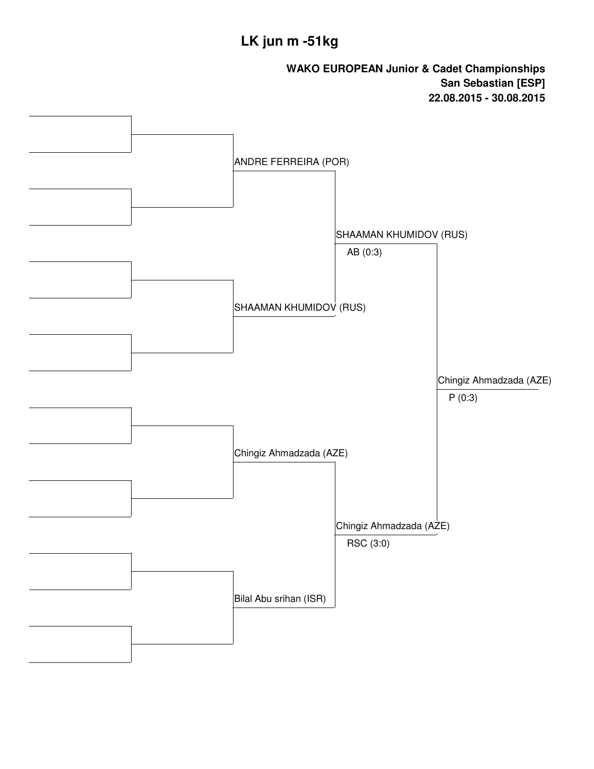# LK jun m -51kg

**WAKO EUROPEAN Junior & Cadet Championships**
**San Sebastian [ESP]**
**22.08.2015 - 30.08.2015**

ANDRE FERREIRA (POR)

SHAAMAN KHUMIDOV (RUS)
AB (0:3)

SHAAMAN KHUMIDOV (RUS)

Chingiz Ahmadzada (AZE)
P (0:3)

Chingiz Ahmadzada (AZE)

Chingiz Ahmadzada (AZE)
RSC (3:0)

Bilal Abu srihan (ISR)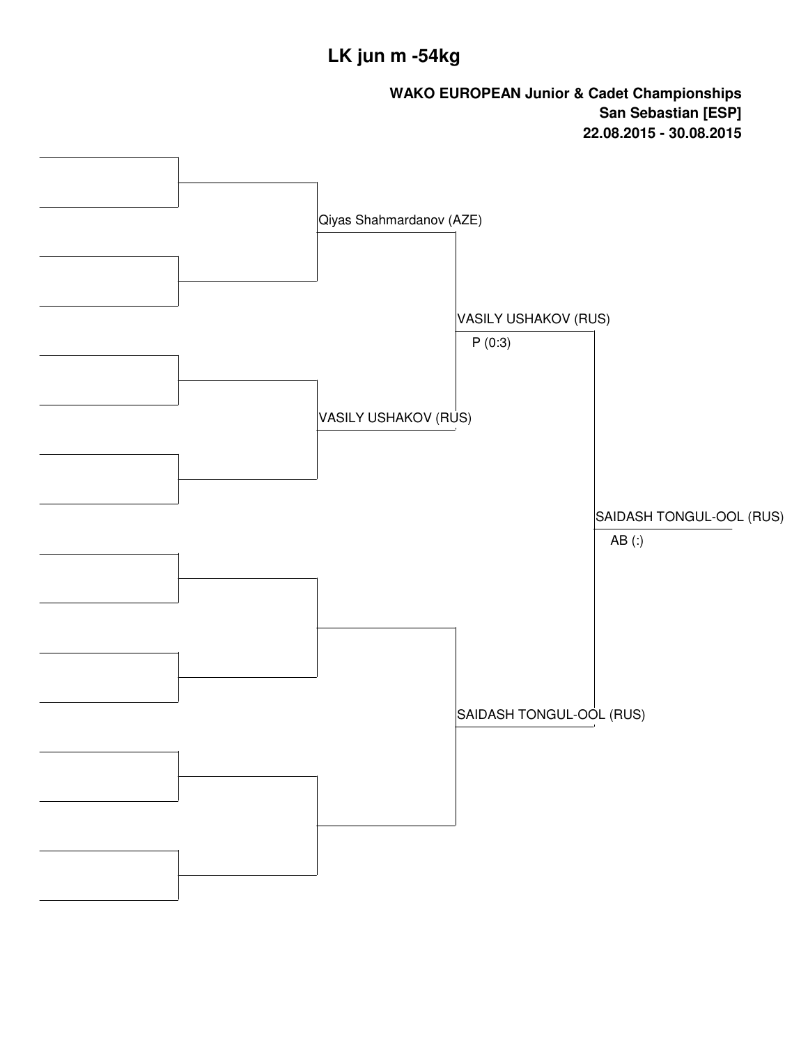# LK jun m -54kg

**WAKO EUROPEAN Junior & Cadet Championships**
**San Sebastian [ESP]**
**22.08.2015 - 30.08.2015**

Qiyas Shahmardanov (AZE)

VASILY USHAKOV (RUS)
P (0:3)

VASILY USHAKOV (RUS)

SAIDASH TONGUL-OOL (RUS)
AB (:)

SAIDASH TONGUL-OOL (RUS)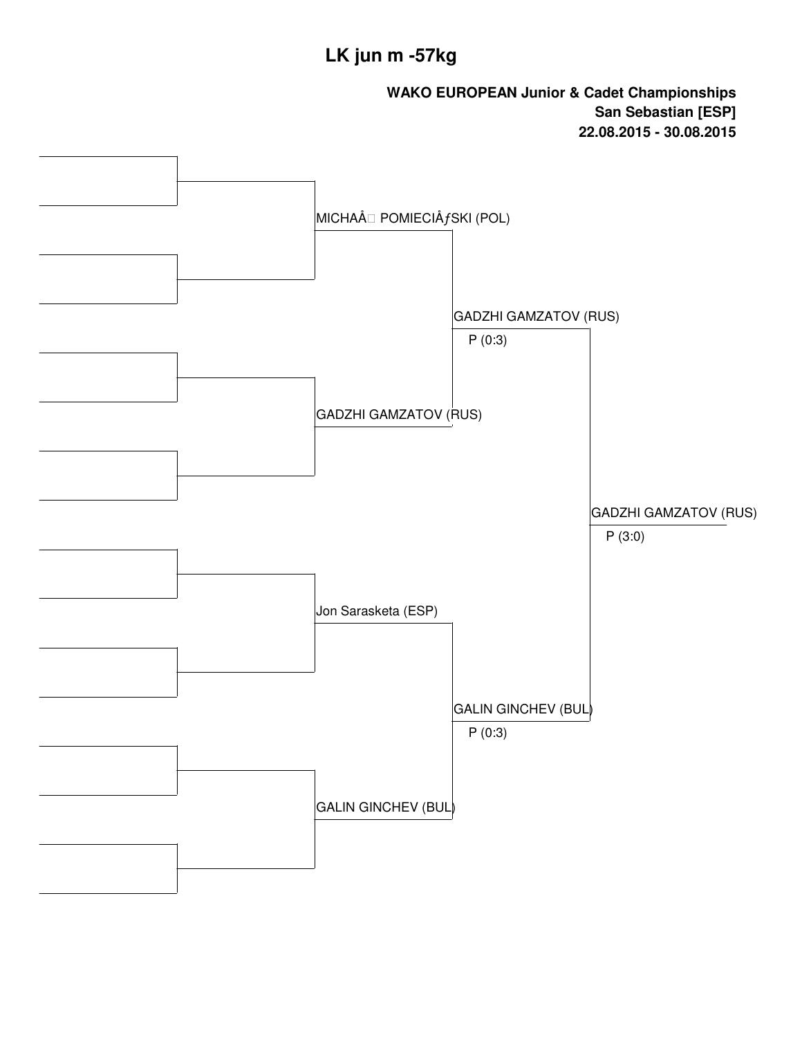# LK jun m -57kg

**WAKO EUROPEAN Junior & Cadet Championships**
**San Sebastian [ESP]**
**22.08.2015 - 30.08.2015**

MICHAÅ POMIECIÅƒSKI (POL)

GADZHI GAMZATOV (RUS)

GADZHI GAMZATOV (RUS)
P (0:3)

Jon Sarasketa (ESP)

GALIN GINCHEV (BUL)

GALIN GINCHEV (BUL)
P (0:3)

GADZHI GAMZATOV (RUS)
P (3:0)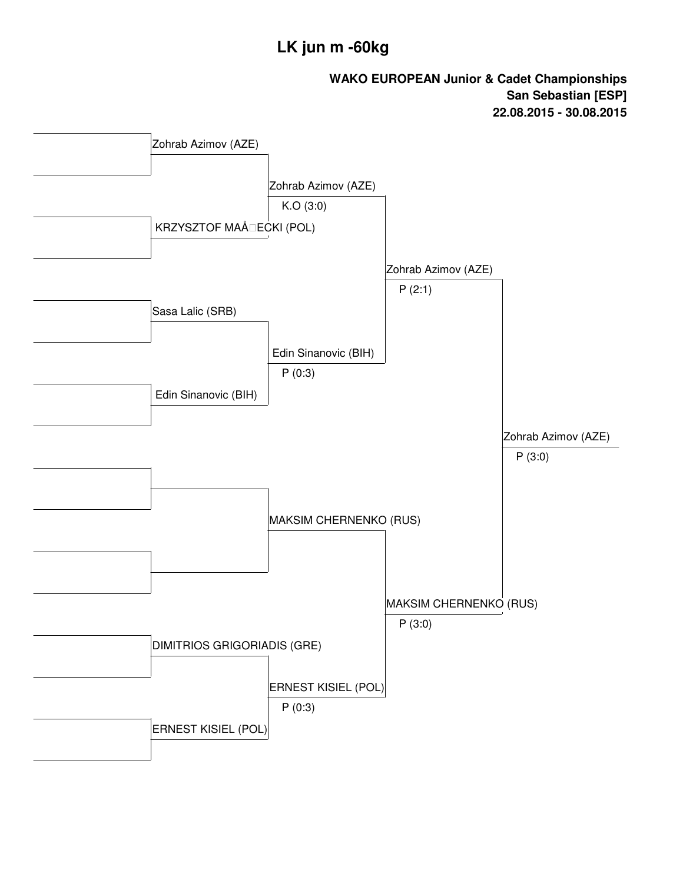# LK jun m -60kg

**WAKO EUROPEAN Junior & Cadet Championships**
**San Sebastian [ESP]**
**22.08.2015 - 30.08.2015**

| Round 1 | Quarterfinals | Semifinals | Final |
|---|---|---|---|
| Zohrab Azimov (AZE) | Zohrab Azimov (AZE) K.O (3:0) | Zohrab Azimov (AZE) P (2:1) | Zohrab Azimov (AZE) P (3:0) |
| KRZYSZTOF MAÅ□ECKI (POL) | | | |
| Sasa Lalic (SRB) | Edin Sinanovic (BIH) P (0:3) | | |
| Edin Sinanovic (BIH) | | | |
| | MAKSIM CHERNENKO (RUS) | MAKSIM CHERNENKO (RUS) P (3:0) | |
| | | | |
| DIMITRIOS GRIGORIADIS (GRE) | ERNEST KISIEL (POL) P (0:3) | | |
| ERNEST KISIEL (POL) | | | |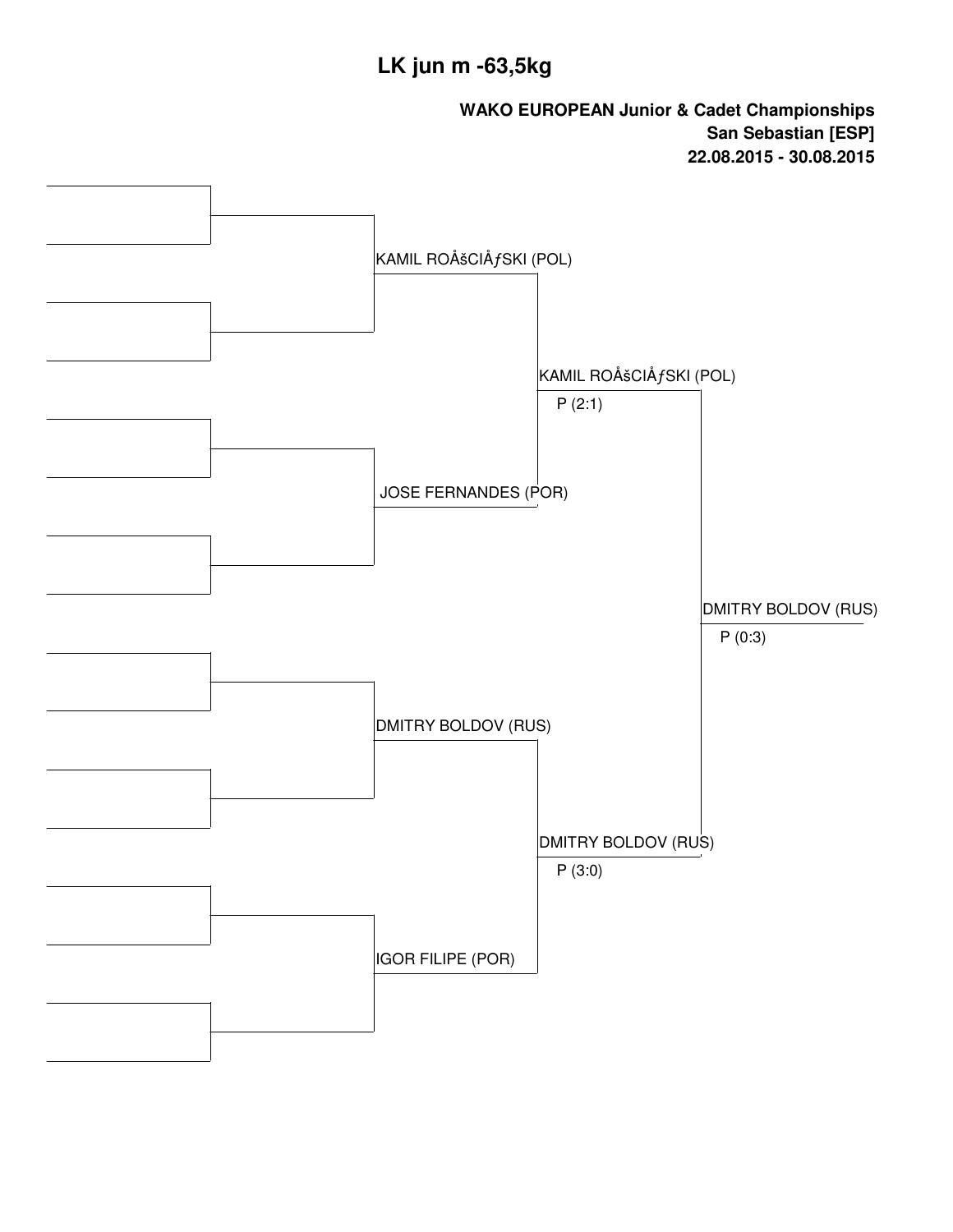# LK jun m -63,5kg

**WAKO EUROPEAN Junior & Cadet Championships**
**San Sebastian [ESP]**
**22.08.2015 - 30.08.2015**

KAMIL ROÅšCIÅƒSKI (POL)

JOSE FERNANDES (POR)

KAMIL ROÅšCIÅƒSKI (POL)
P (2:1)

DMITRY BOLDOV (RUS)

IGOR FILIPE (POR)

DMITRY BOLDOV (RUS)
P (3:0)

DMITRY BOLDOV (RUS)
P (0:3)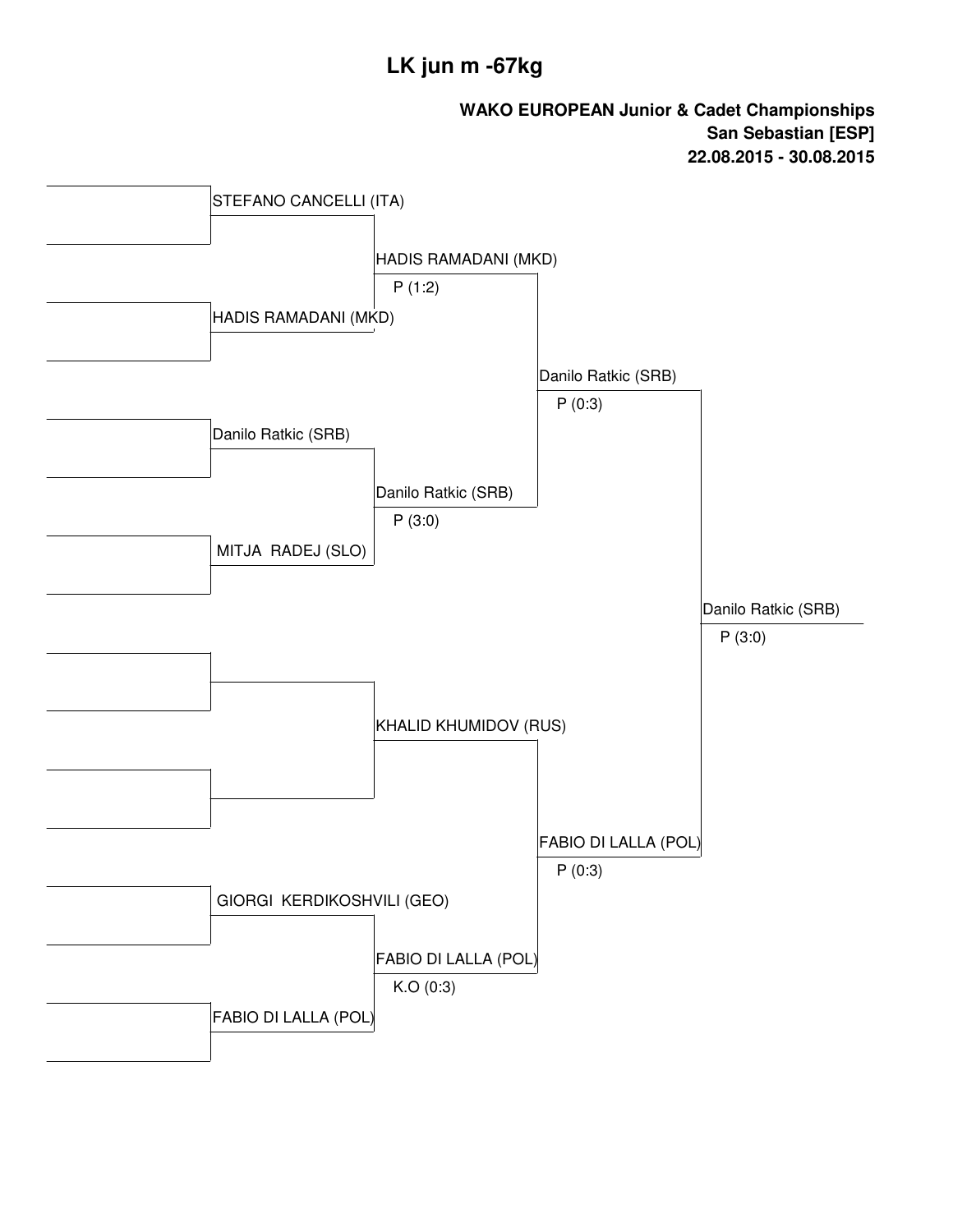# LK jun m -67kg

**WAKO EUROPEAN Junior & Cadet Championships**
**San Sebastian [ESP]**
**22.08.2015 - 30.08.2015**

| Round 1 | Quarterfinals | Semifinals | Final | Winner |
|---|---|---|---|---|
| STEFANO CANCELLI (ITA) | HADIS RAMADANI (MKD) P (1:2) | Danilo Ratkic (SRB) P (0:3) | Danilo Ratkic (SRB) P (3:0) | Danilo Ratkic (SRB) |
| HADIS RAMADANI (MKD) | | | | |
| Danilo Ratkic (SRB) | Danilo Ratkic (SRB) P (3:0) | | | |
| MITJA RADEJ (SLO) | | | | |
| | KHALID KHUMIDOV (RUS) | FABIO DI LALLA (POL) P (0:3) | FABIO DI LALLA (POL) | |
| | | | | |
| GIORGI KERDIKOSHVILI (GEO) | FABIO DI LALLA (POL) K.O (0:3) | | | |
| FABIO DI LALLA (POL) | | | | |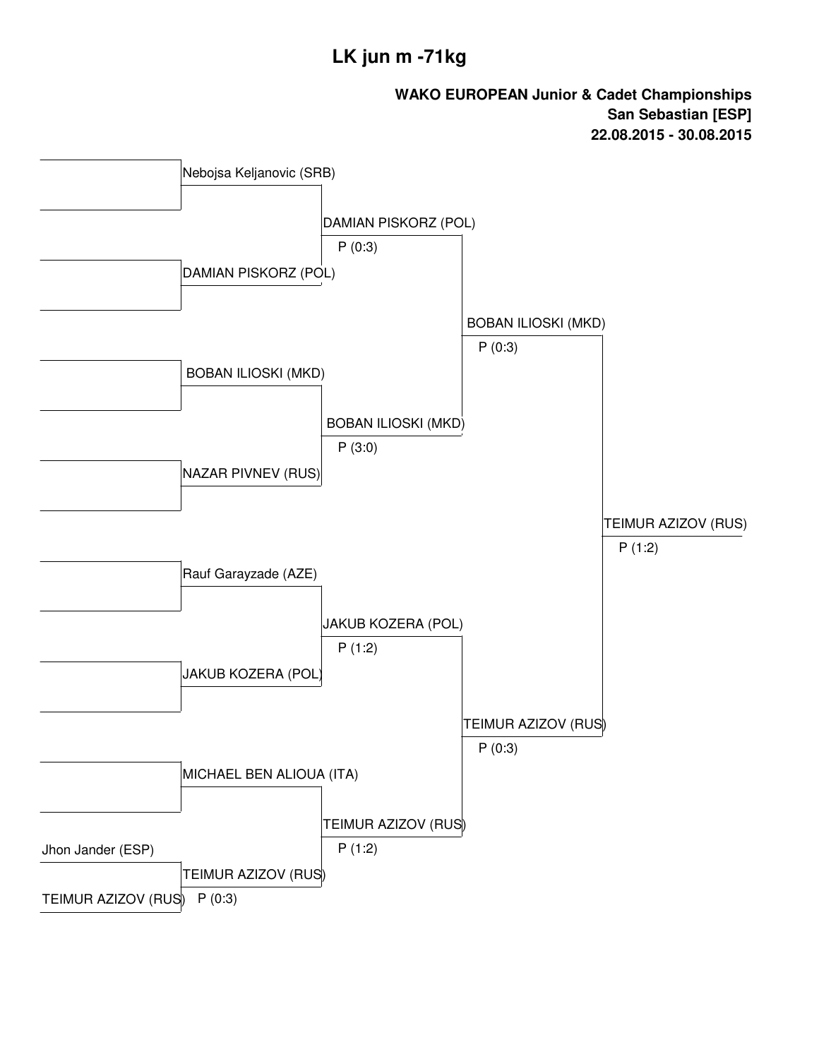# LK jun m -71kg

**WAKO EUROPEAN Junior & Cadet Championships**
**San Sebastian [ESP]**
**22.08.2015 - 30.08.2015**

| Preliminary | Round 1 | Quarterfinals | Semifinals | Final |
|---|---|---|---|---|
| | Nebojsa Keljanovic (SRB) | | | |
| | DAMIAN PISKORZ (POL) | DAMIAN PISKORZ (POL) P (0:3) | | |
| | BOBAN ILIOSKI (MKD) | | BOBAN ILIOSKI (MKD) P (0:3) | |
| | NAZAR PIVNEV (RUS) | BOBAN ILIOSKI (MKD) P (3:0) | | |
| | Rauf Garayzade (AZE) | | | TEIMUR AZIZOV (RUS) P (1:2) |
| | JAKUB KOZERA (POL) | JAKUB KOZERA (POL) P (1:2) | | |
| | MICHAEL BEN ALIOUA (ITA) | | TEIMUR AZIZOV (RUS) P (0:3) | |
| Jhon Jander (ESP) | | | | |
| TEIMUR AZIZOV (RUS) | TEIMUR AZIZOV (RUS) P (0:3) | TEIMUR AZIZOV (RUS) P (1:2) | | |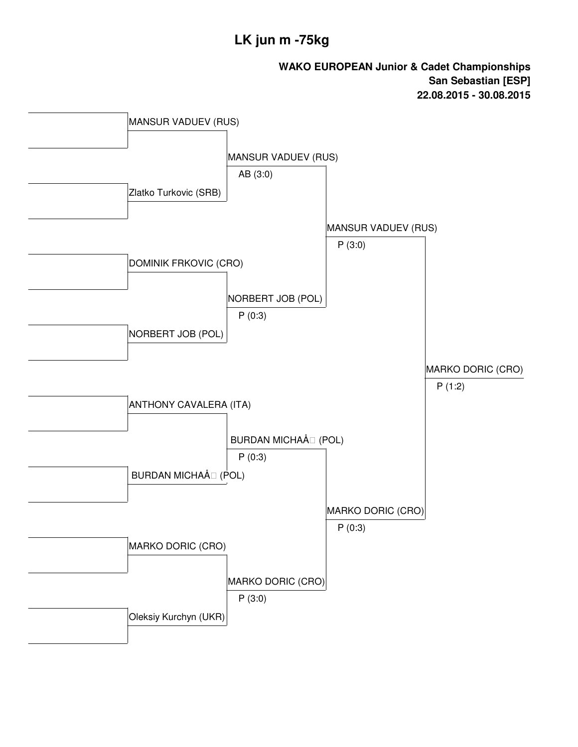# LK jun m -75kg

**WAKO EUROPEAN Junior & Cadet Championships**
**San Sebastian [ESP]**
**22.08.2015 - 30.08.2015**

| Round 1 | Quarterfinal | Semifinal | Final |
| --- | --- | --- | --- |
| MANSUR VADUEV (RUS) | | | |
| Zlatko Turkovic (SRB) | MANSUR VADUEV (RUS) AB (3:0) | | |
| DOMINIK FRKOVIC (CRO) | | MANSUR VADUEV (RUS) P (3:0) | |
| NORBERT JOB (POL) | NORBERT JOB (POL) P (0:3) | | |
| | | | MARKO DORIC (CRO) P (1:2) |
| ANTHONY CAVALERA (ITA) | | | |
| BURDAN MICHAÅ (POL) | BURDAN MICHAÅ (POL) P (0:3) | | |
| MARKO DORIC (CRO) | | MARKO DORIC (CRO) P (0:3) | |
| Oleksiy Kurchyn (UKR) | MARKO DORIC (CRO) P (3:0) | | |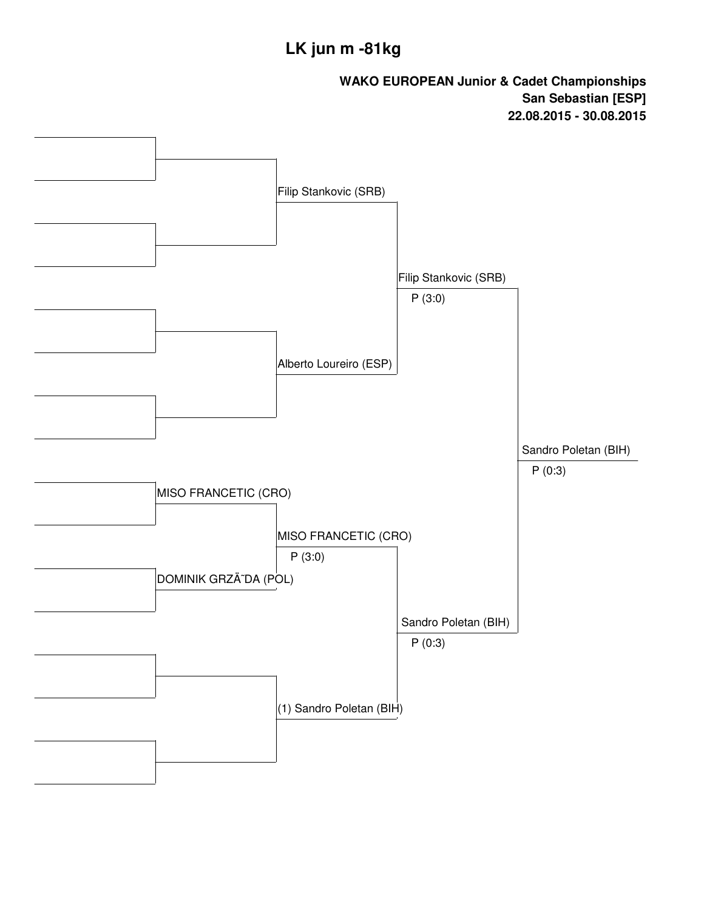# LK jun m -81kg

**WAKO EUROPEAN Junior & Cadet Championships**
**San Sebastian [ESP]**
**22.08.2015 - 30.08.2015**

MISO FRANCETIC (CRO)

DOMINIK GRZÄ˜DA (POL)

Filip Stankovic (SRB)

Alberto Loureiro (ESP)

MISO FRANCETIC (CRO)
P (3:0)

(1) Sandro Poletan (BIH)

Filip Stankovic (SRB)
P (3:0)

Sandro Poletan (BIH)
P (0:3)

Sandro Poletan (BIH)
P (0:3)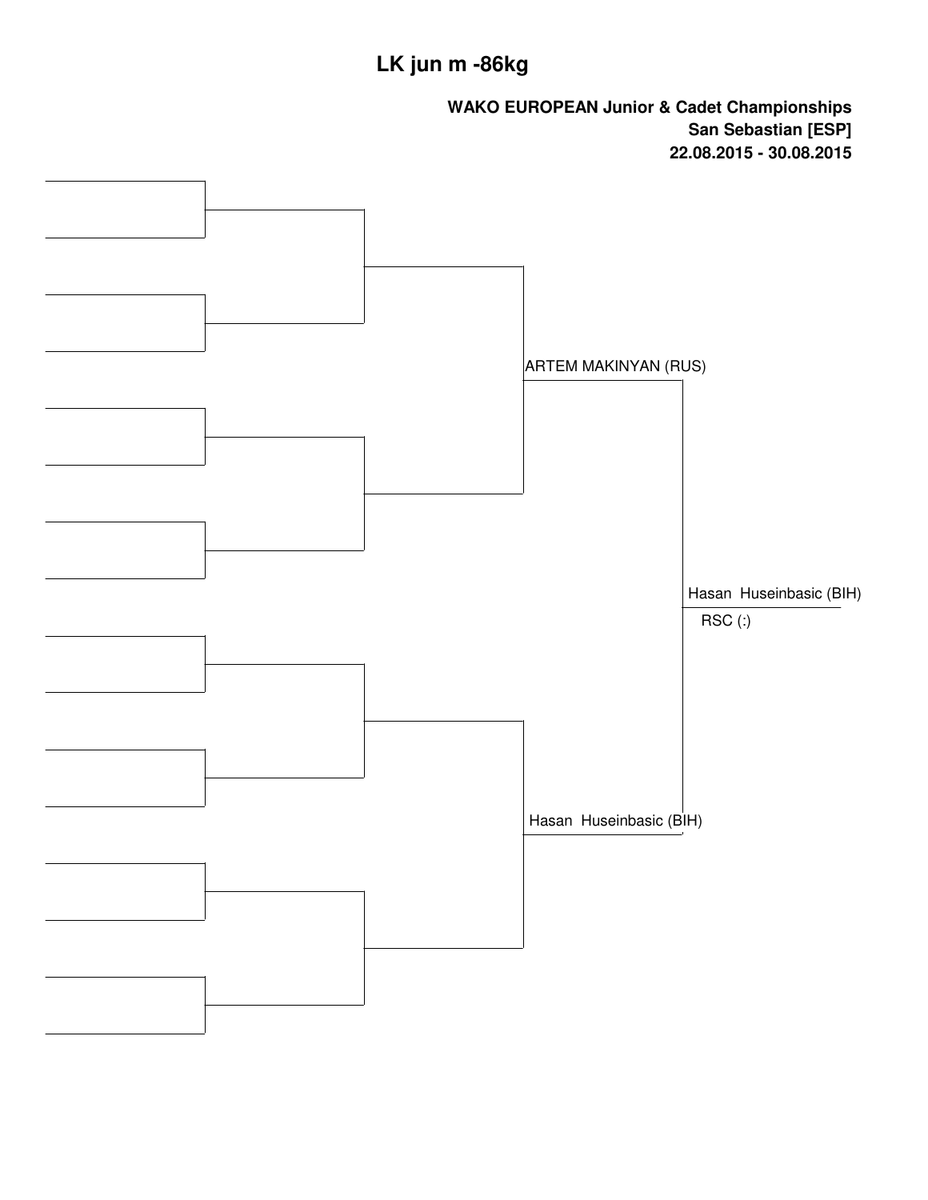# LK jun m -86kg

**WAKO EUROPEAN Junior & Cadet Championships**
**San Sebastian [ESP]**
**22.08.2015 - 30.08.2015**

ARTEM MAKINYAN (RUS)

Hasan Huseinbasic (BIH)

Hasan Huseinbasic (BIH)
RSC (:)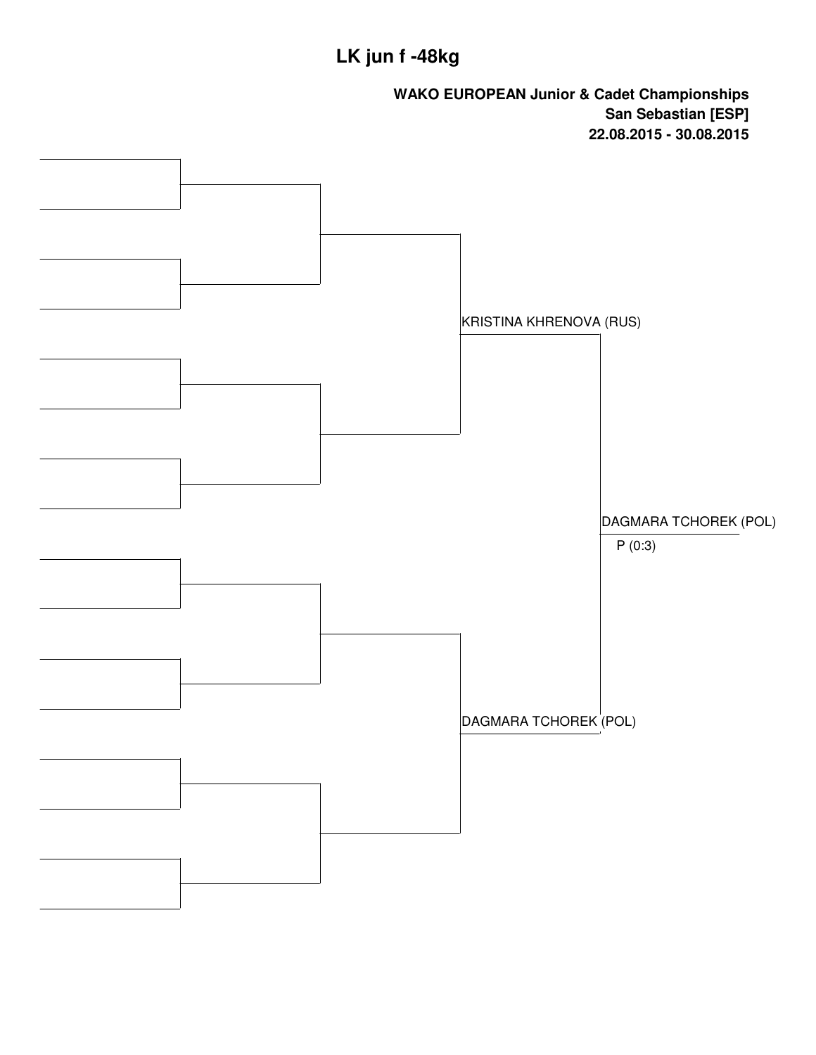# LK jun f -48kg

**WAKO EUROPEAN Junior & Cadet Championships**
**San Sebastian [ESP]**
**22.08.2015 - 30.08.2015**

KRISTINA KHRENOVA (RUS)

DAGMARA TCHOREK (POL)

P (0:3)

DAGMARA TCHOREK (POL)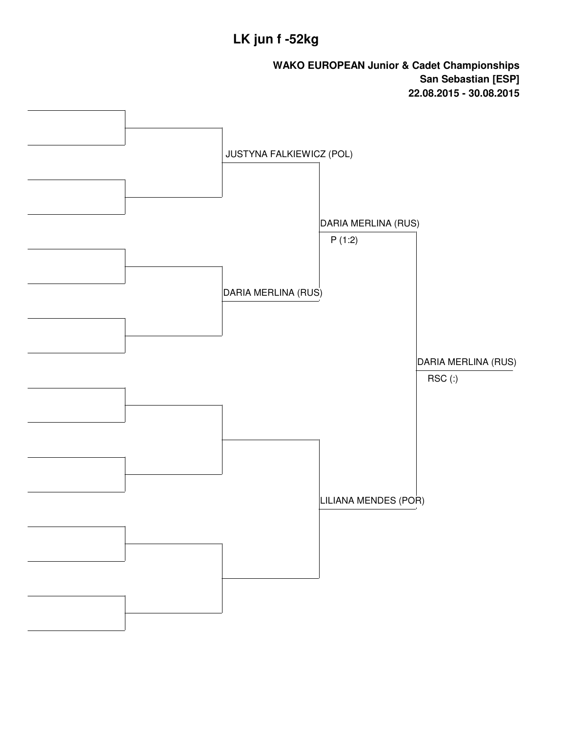# LK jun f -52kg

**WAKO EUROPEAN Junior & Cadet Championships**
**San Sebastian [ESP]**
**22.08.2015 - 30.08.2015**

JUSTYNA FALKIEWICZ (POL)

DARIA MERLINA (RUS)

DARIA MERLINA (RUS)
P (1:2)

LILIANA MENDES (POR)

DARIA MERLINA (RUS)
RSC (:)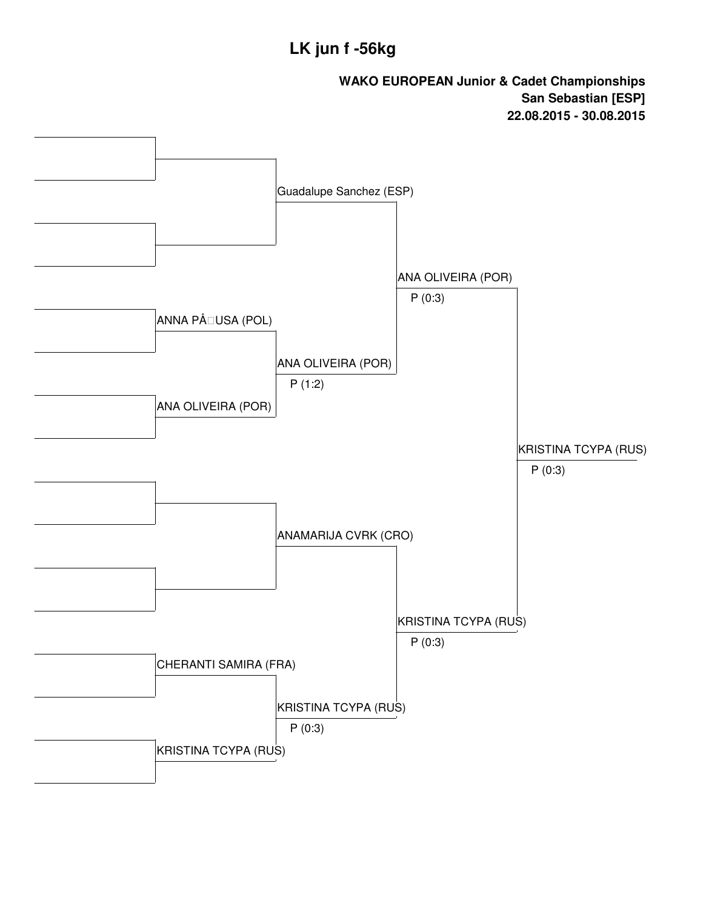# LK jun f -56kg

**WAKO EUROPEAN Junior & Cadet Championships**
**San Sebastian [ESP]**
**22.08.2015 - 30.08.2015**

| Round 1 | Quarterfinals | Semifinals | Final | Winner |
|---|---|---|---|---|
| | Guadalupe Sanchez (ESP) | | | |
| | | ANA OLIVEIRA (POR) P (0:3) | | |
| ANNA PÅ□USA (POL) | | | | |
| | ANA OLIVEIRA (POR) P (1:2) | | | |
| ANA OLIVEIRA (POR) | | | | |
| | | | | KRISTINA TCYPA (RUS) P (0:3) |
| | ANAMARIJA CVRK (CRO) | | | |
| | | KRISTINA TCYPA (RUS) P (0:3) | | |
| CHERANTI SAMIRA (FRA) | | | | |
| | KRISTINA TCYPA (RUS) P (0:3) | | | |
| KRISTINA TCYPA (RUS) | | | | |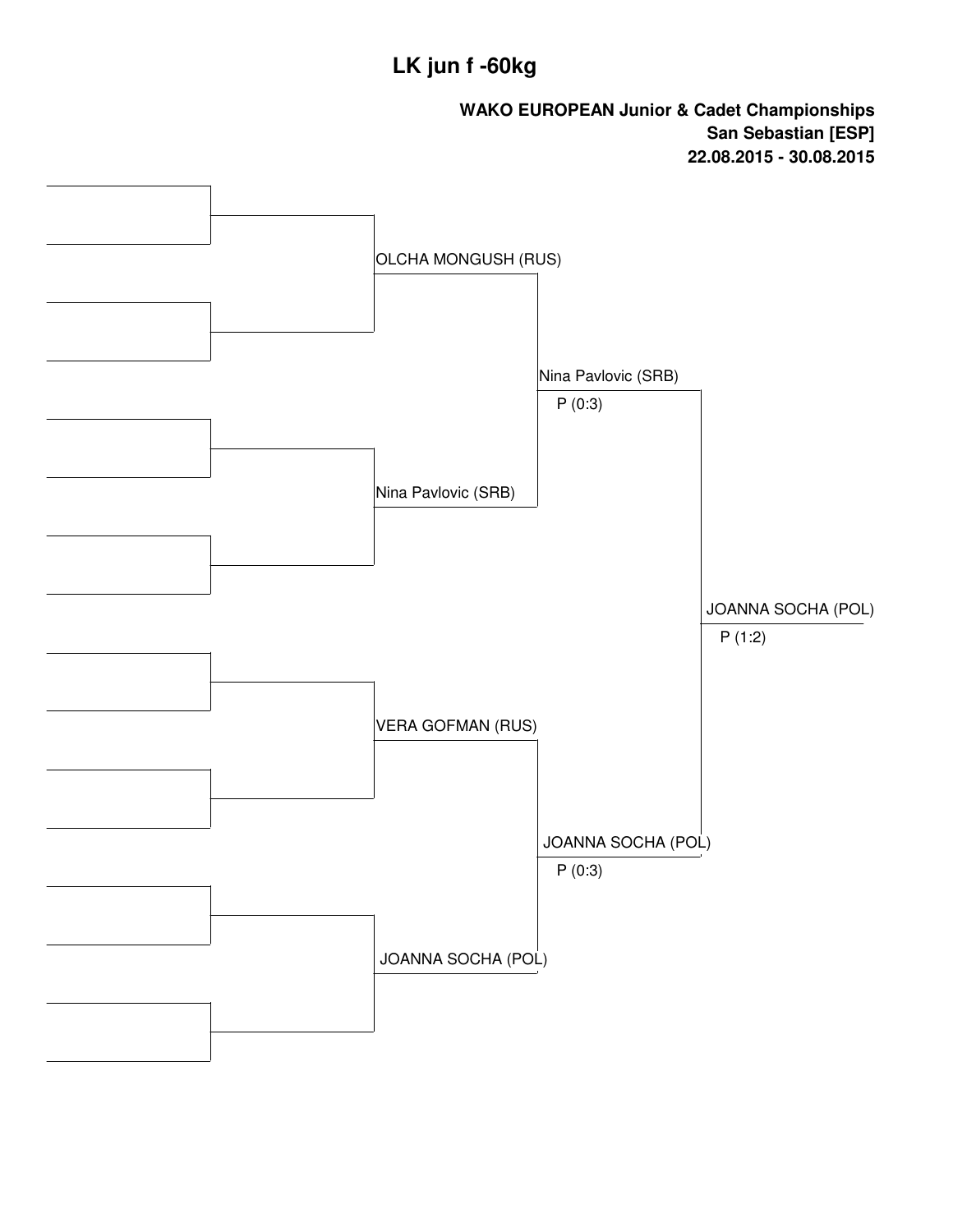# LK jun f -60kg

**WAKO EUROPEAN Junior & Cadet Championships**
**San Sebastian [ESP]**
**22.08.2015 - 30.08.2015**

OLCHA MONGUSH (RUS)

Nina Pavlovic (SRB)
P (0:3)

Nina Pavlovic (SRB)

JOANNA SOCHA (POL)
P (1:2)

VERA GOFMAN (RUS)

JOANNA SOCHA (POL)
P (0:3)

JOANNA SOCHA (POL)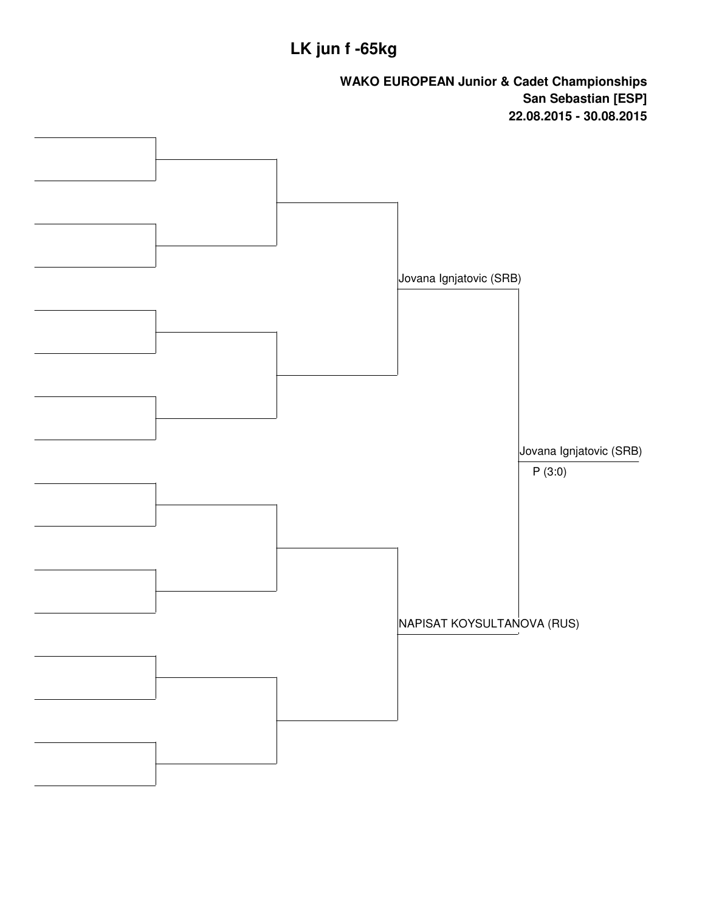# LK jun f -65kg

**WAKO EUROPEAN Junior & Cadet Championships**
**San Sebastian [ESP]**
**22.08.2015 - 30.08.2015**

Jovana Ignjatovic (SRB)

NAPISAT KOYSULTANOVA (RUS)

Jovana Ignjatovic (SRB)
P (3:0)